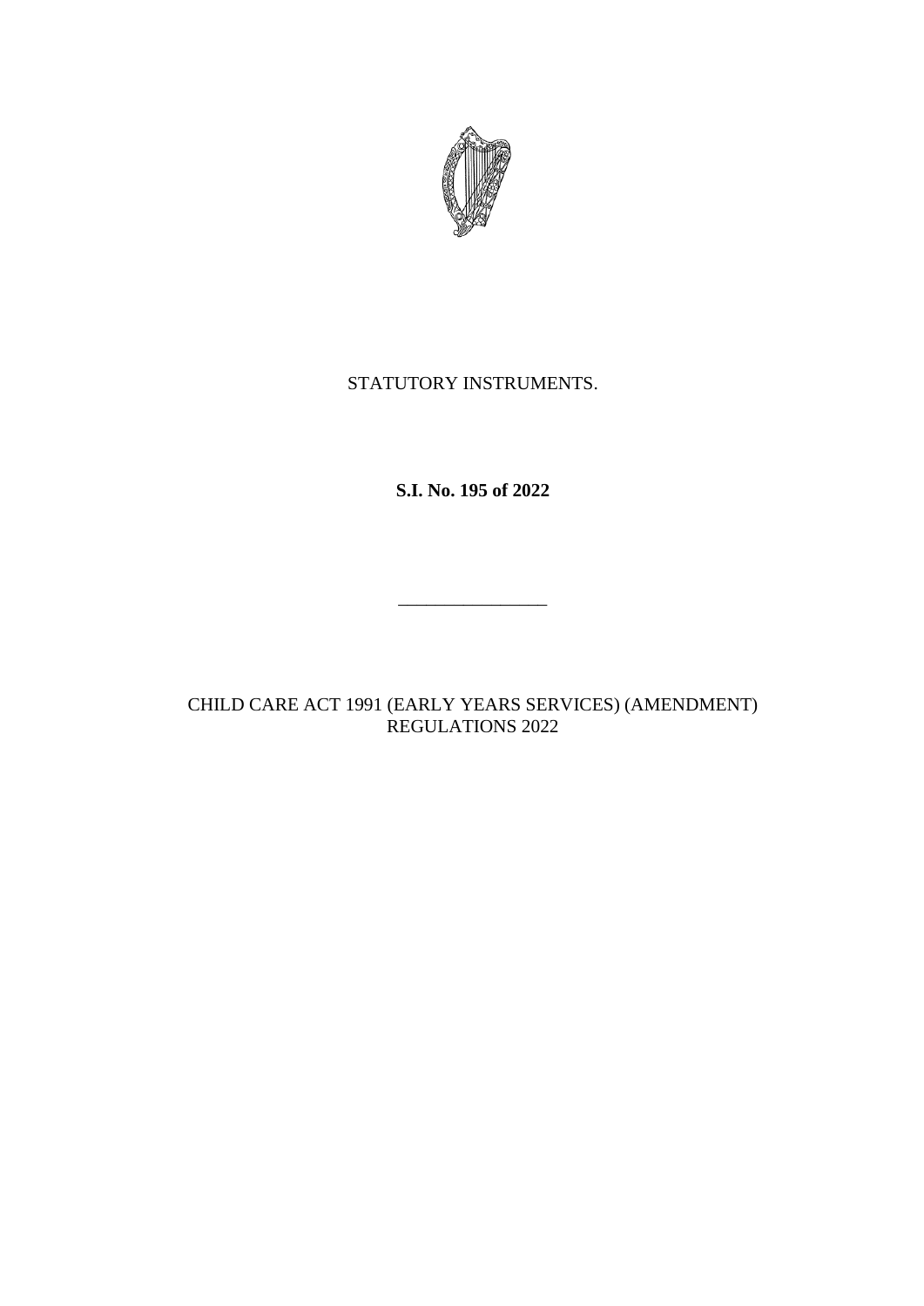STATUTORY INSTRUMENTS.

**S.I. No. 195 of 2022**

---

CHILD CARE ACT 1991 (EARLY YEARS SERVICES) (AMENDMENT) REGULATIONS 2022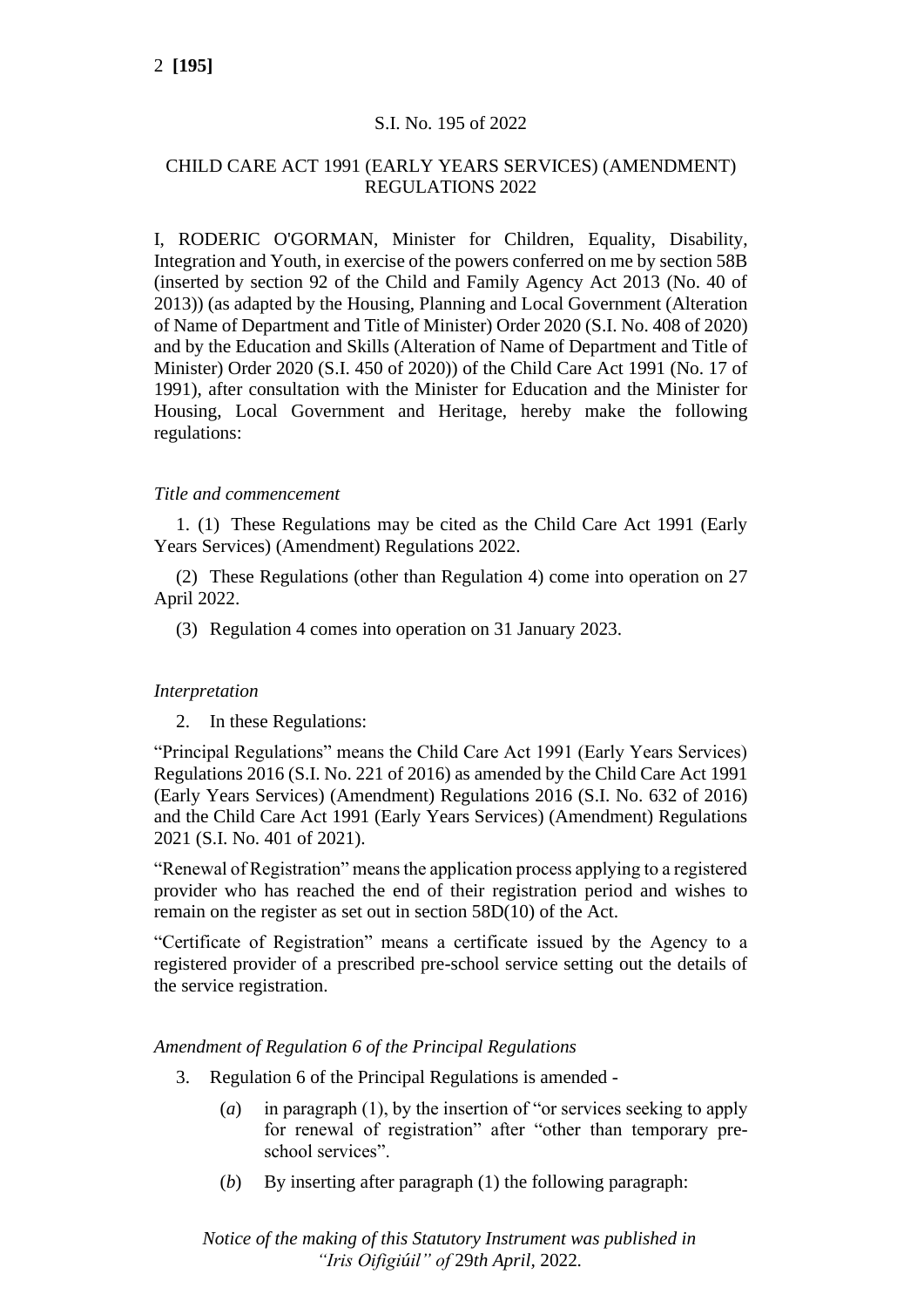S.I. No. 195 of 2022

CHILD CARE ACT 1991 (EARLY YEARS SERVICES) (AMENDMENT) REGULATIONS 2022

I, RODERIC O'GORMAN, Minister for Children, Equality, Disability, Integration and Youth, in exercise of the powers conferred on me by section 58B (inserted by section 92 of the Child and Family Agency Act 2013 (No. 40 of 2013)) (as adapted by the Housing, Planning and Local Government (Alteration of Name of Department and Title of Minister) Order 2020 (S.I. No. 408 of 2020) and by the Education and Skills (Alteration of Name of Department and Title of Minister) Order 2020 (S.I. 450 of 2020)) of the Child Care Act 1991 (No. 17 of 1991), after consultation with the Minister for Education and the Minister for Housing, Local Government and Heritage, hereby make the following regulations:

*Title and commencement*

1. (1) These Regulations may be cited as the Child Care Act 1991 (Early Years Services) (Amendment) Regulations 2022.

(2) These Regulations (other than Regulation 4) come into operation on 27 April 2022.

(3) Regulation 4 comes into operation on 31 January 2023.

*Interpretation*

2. In these Regulations:

"Principal Regulations" means the Child Care Act 1991 (Early Years Services) Regulations 2016 (S.I. No. 221 of 2016) as amended by the Child Care Act 1991 (Early Years Services) (Amendment) Regulations 2016 (S.I. No. 632 of 2016) and the Child Care Act 1991 (Early Years Services) (Amendment) Regulations 2021 (S.I. No. 401 of 2021).

"Renewal of Registration" means the application process applying to a registered provider who has reached the end of their registration period and wishes to remain on the register as set out in section 58D(10) of the Act.

"Certificate of Registration" means a certificate issued by the Agency to a registered provider of a prescribed pre-school service setting out the details of the service registration.

*Amendment of Regulation 6 of the Principal Regulations*

3. Regulation 6 of the Principal Regulations is amended -

(*a*) in paragraph (1), by the insertion of "or services seeking to apply for renewal of registration" after "other than temporary pre-school services".

(*b*) By inserting after paragraph (1) the following paragraph:

*Notice of the making of this Statutory Instrument was published in "Iris Oifigiúil" of* 29*th April,* 2022.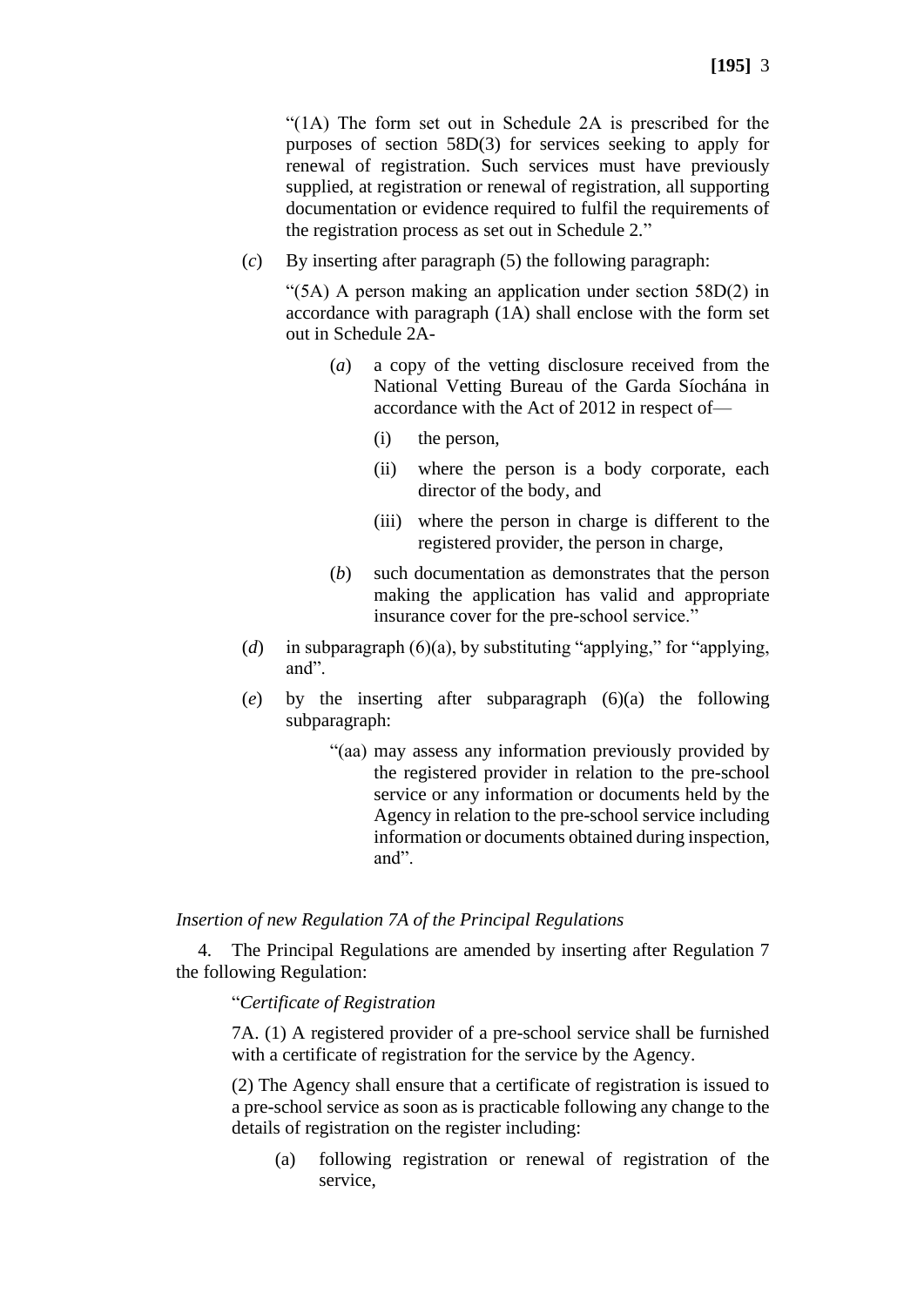"(1A) The form set out in Schedule 2A is prescribed for the purposes of section 58D(3) for services seeking to apply for renewal of registration. Such services must have previously supplied, at registration or renewal of registration, all supporting documentation or evidence required to fulfil the requirements of the registration process as set out in Schedule 2."

(*c*) By inserting after paragraph (5) the following paragraph:

"(5A) A person making an application under section 58D(2) in accordance with paragraph (1A) shall enclose with the form set out in Schedule 2A-

(*a*) a copy of the vetting disclosure received from the National Vetting Bureau of the Garda Síochána in accordance with the Act of 2012 in respect of—

(i) the person,

(ii) where the person is a body corporate, each director of the body, and

(iii) where the person in charge is different to the registered provider, the person in charge,

(*b*) such documentation as demonstrates that the person making the application has valid and appropriate insurance cover for the pre-school service."

(*d*) in subparagraph (6)(a), by substituting "applying," for "applying, and".

(*e*) by the inserting after subparagraph (6)(a) the following subparagraph:

"(aa) may assess any information previously provided by the registered provider in relation to the pre-school service or any information or documents held by the Agency in relation to the pre-school service including information or documents obtained during inspection, and".

*Insertion of new Regulation 7A of the Principal Regulations*

4. The Principal Regulations are amended by inserting after Regulation 7 the following Regulation:

"*Certificate of Registration*

7A. (1) A registered provider of a pre-school service shall be furnished with a certificate of registration for the service by the Agency.

(2) The Agency shall ensure that a certificate of registration is issued to a pre-school service as soon as is practicable following any change to the details of registration on the register including:

(a) following registration or renewal of registration of the service,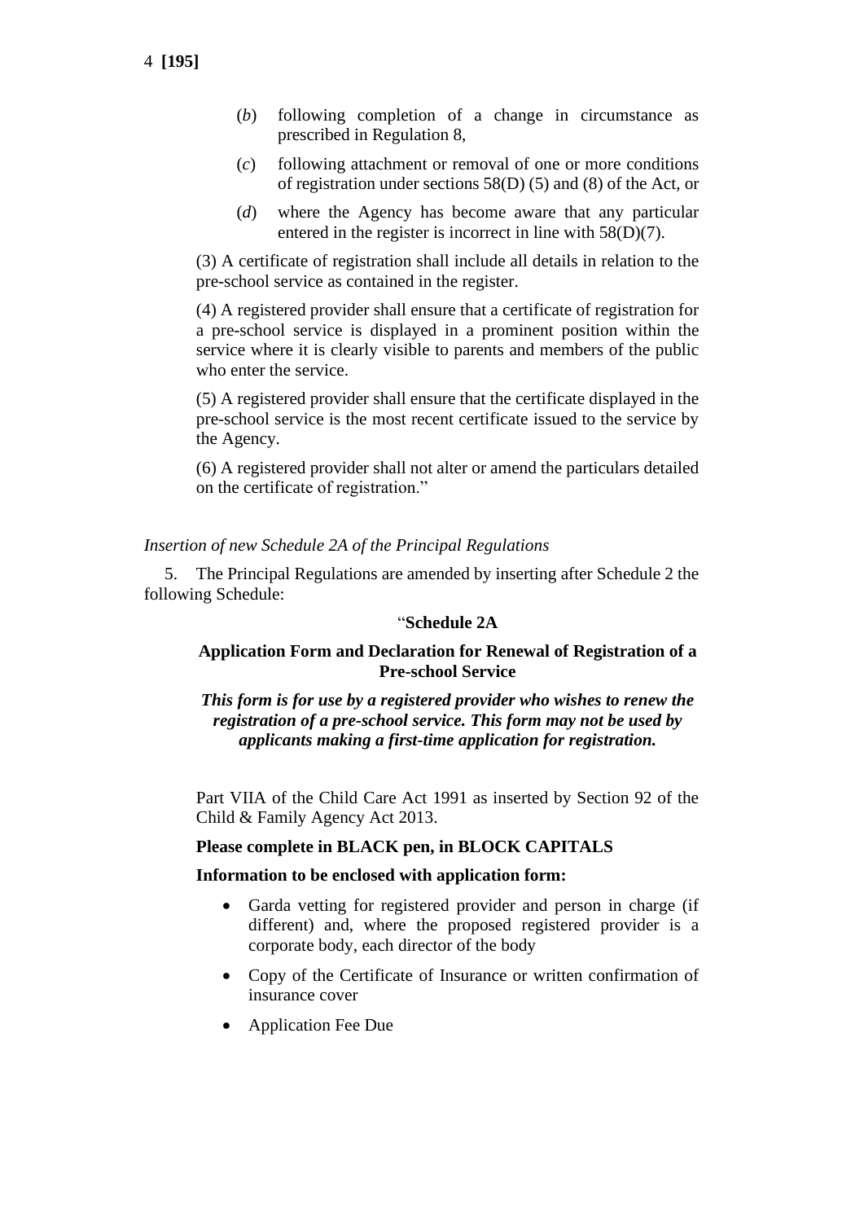(*b*) following completion of a change in circumstance as prescribed in Regulation 8,

(*c*) following attachment or removal of one or more conditions of registration under sections 58(D) (5) and (8) of the Act, or

(*d*) where the Agency has become aware that any particular entered in the register is incorrect in line with 58(D)(7).

(3) A certificate of registration shall include all details in relation to the pre-school service as contained in the register.

(4) A registered provider shall ensure that a certificate of registration for a pre-school service is displayed in a prominent position within the service where it is clearly visible to parents and members of the public who enter the service.

(5) A registered provider shall ensure that the certificate displayed in the pre-school service is the most recent certificate issued to the service by the Agency.

(6) A registered provider shall not alter or amend the particulars detailed on the certificate of registration."

*Insertion of new Schedule 2A of the Principal Regulations*

5. The Principal Regulations are amended by inserting after Schedule 2 the following Schedule:

"**Schedule 2A**

**Application Form and Declaration for Renewal of Registration of a Pre-school Service**

***This form is for use by a registered provider who wishes to renew the registration of a pre-school service. This form may not be used by applicants making a first-time application for registration.***

Part VIIA of the Child Care Act 1991 as inserted by Section 92 of the Child & Family Agency Act 2013.

**Please complete in BLACK pen, in BLOCK CAPITALS**

**Information to be enclosed with application form:**

- Garda vetting for registered provider and person in charge (if different) and, where the proposed registered provider is a corporate body, each director of the body
- Copy of the Certificate of Insurance or written confirmation of insurance cover
- Application Fee Due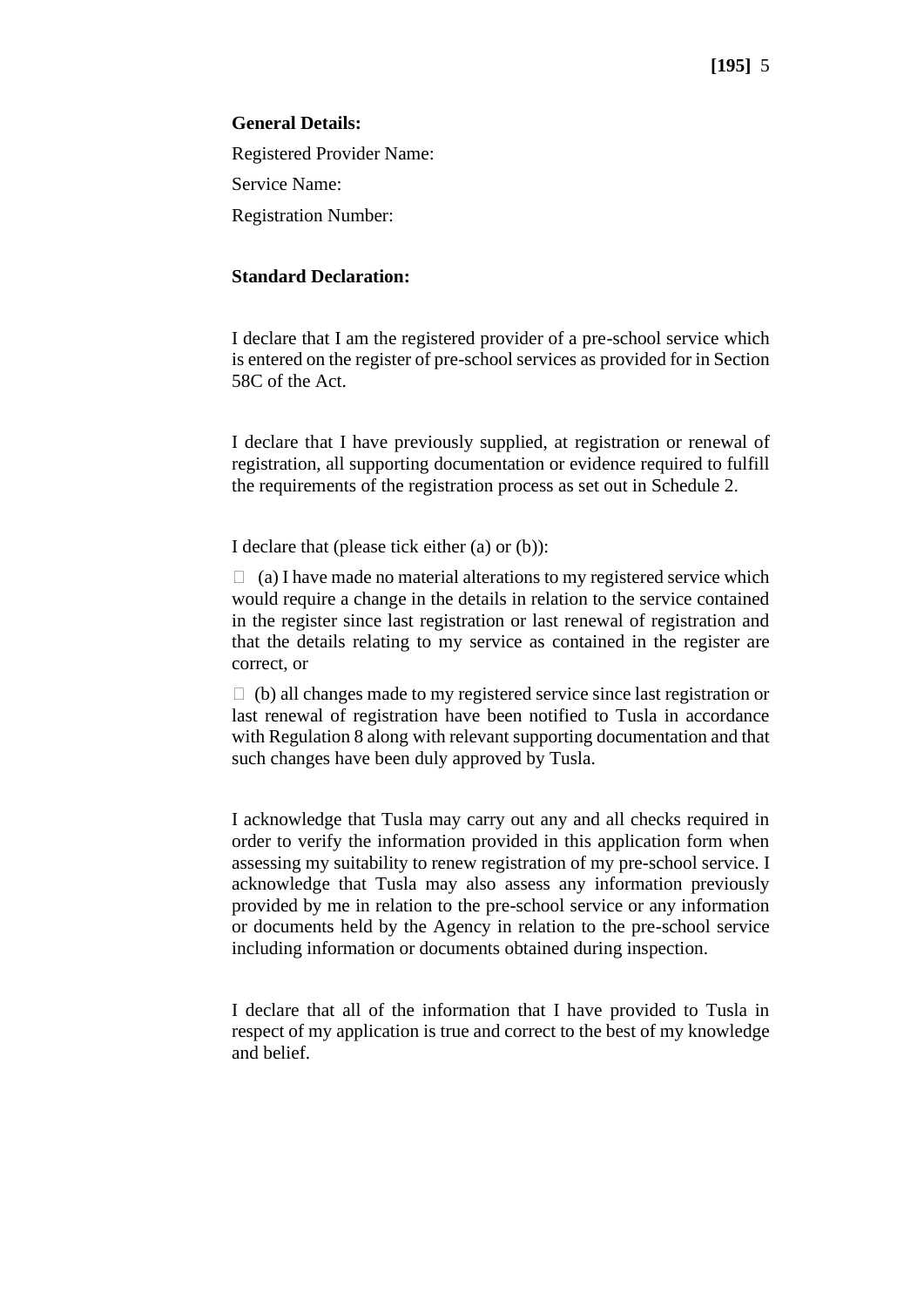**General Details:**

Registered Provider Name:

Service Name:

Registration Number:

**Standard Declaration:**

I declare that I am the registered provider of a pre-school service which is entered on the register of pre-school services as provided for in Section 58C of the Act.

I declare that I have previously supplied, at registration or renewal of registration, all supporting documentation or evidence required to fulfill the requirements of the registration process as set out in Schedule 2.

I declare that (please tick either (a) or (b)):

☐ (a) I have made no material alterations to my registered service which would require a change in the details in relation to the service contained in the register since last registration or last renewal of registration and that the details relating to my service as contained in the register are correct, or

☐ (b) all changes made to my registered service since last registration or last renewal of registration have been notified to Tusla in accordance with Regulation 8 along with relevant supporting documentation and that such changes have been duly approved by Tusla.

I acknowledge that Tusla may carry out any and all checks required in order to verify the information provided in this application form when assessing my suitability to renew registration of my pre-school service. I acknowledge that Tusla may also assess any information previously provided by me in relation to the pre-school service or any information or documents held by the Agency in relation to the pre-school service including information or documents obtained during inspection.

I declare that all of the information that I have provided to Tusla in respect of my application is true and correct to the best of my knowledge and belief.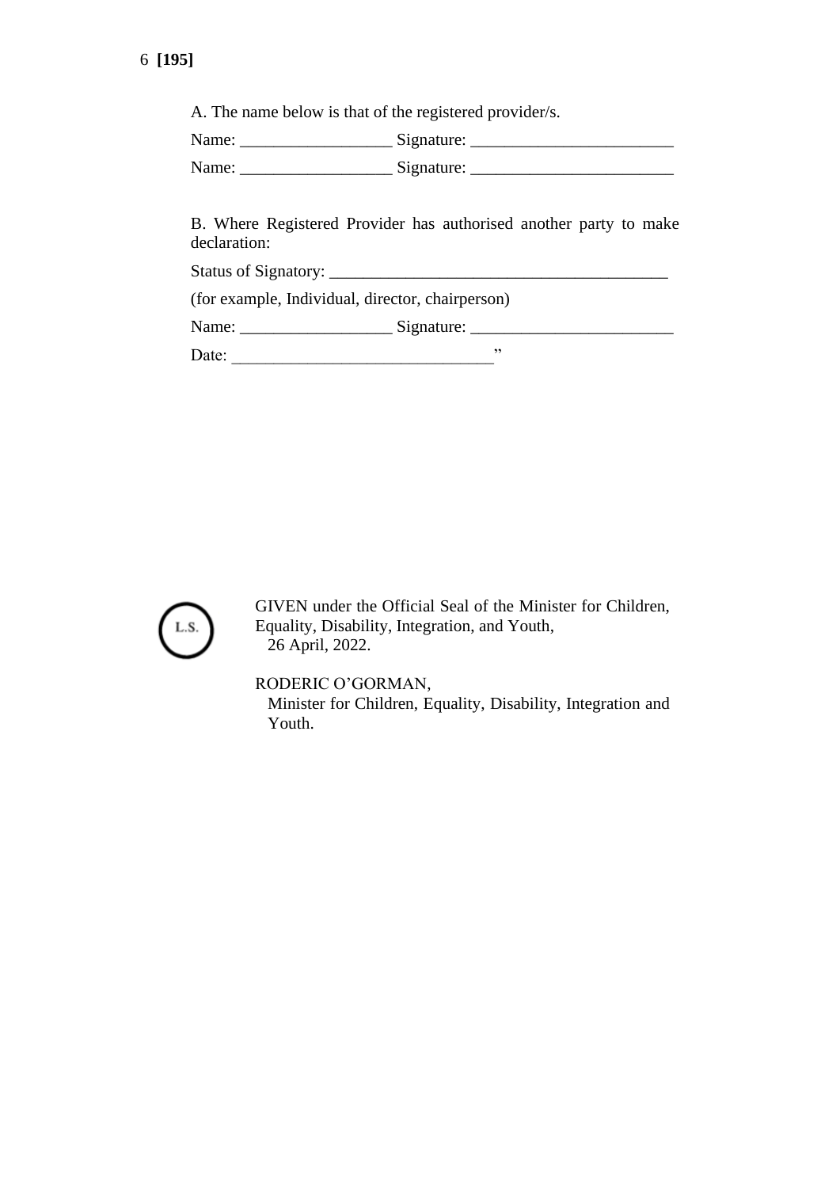A. The name below is that of the registered provider/s.

Name: __________________ Signature: ________________________

Name: __________________ Signature: ________________________

B. Where Registered Provider has authorised another party to make declaration:

Status of Signatory: ________________________________________

(for example, Individual, director, chairperson)

Name: __________________ Signature: ________________________

Date: ______________________________"

L.S.

GIVEN under the Official Seal of the Minister for Children, Equality, Disability, Integration, and Youth,
26 April, 2022.

RODERIC O'GORMAN,
Minister for Children, Equality, Disability, Integration and Youth.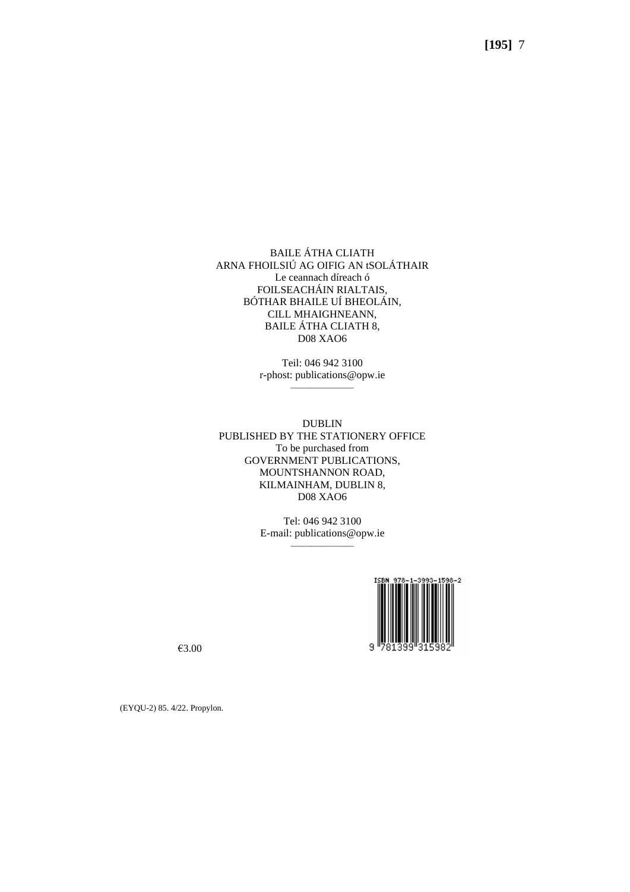BAILE ÁTHA CLIATH
ARNA FHOILSIÚ AG OIFIG AN tSOLÁTHAIR
Le ceannach díreach ó
FOILSEACHÁIN RIALTAIS,
BÓTHAR BHAILE UÍ BHEOLÁIN,
CILL MHAIGHNEANN,
BAILE ÁTHA CLIATH 8,
D08 XAO6

Teil: 046 942 3100
r-phost: publications@opw.ie

---

DUBLIN
PUBLISHED BY THE STATIONERY OFFICE
To be purchased from
GOVERNMENT PUBLICATIONS,
MOUNTSHANNON ROAD,
KILMAINHAM, DUBLIN 8,
D08 XAO6

Tel: 046 942 3100
E-mail: publications@opw.ie

---

ISBN 978-1-3993-1598-2

9 781399 315982

€3.00

(EYQU-2) 85. 4/22. Propylon.